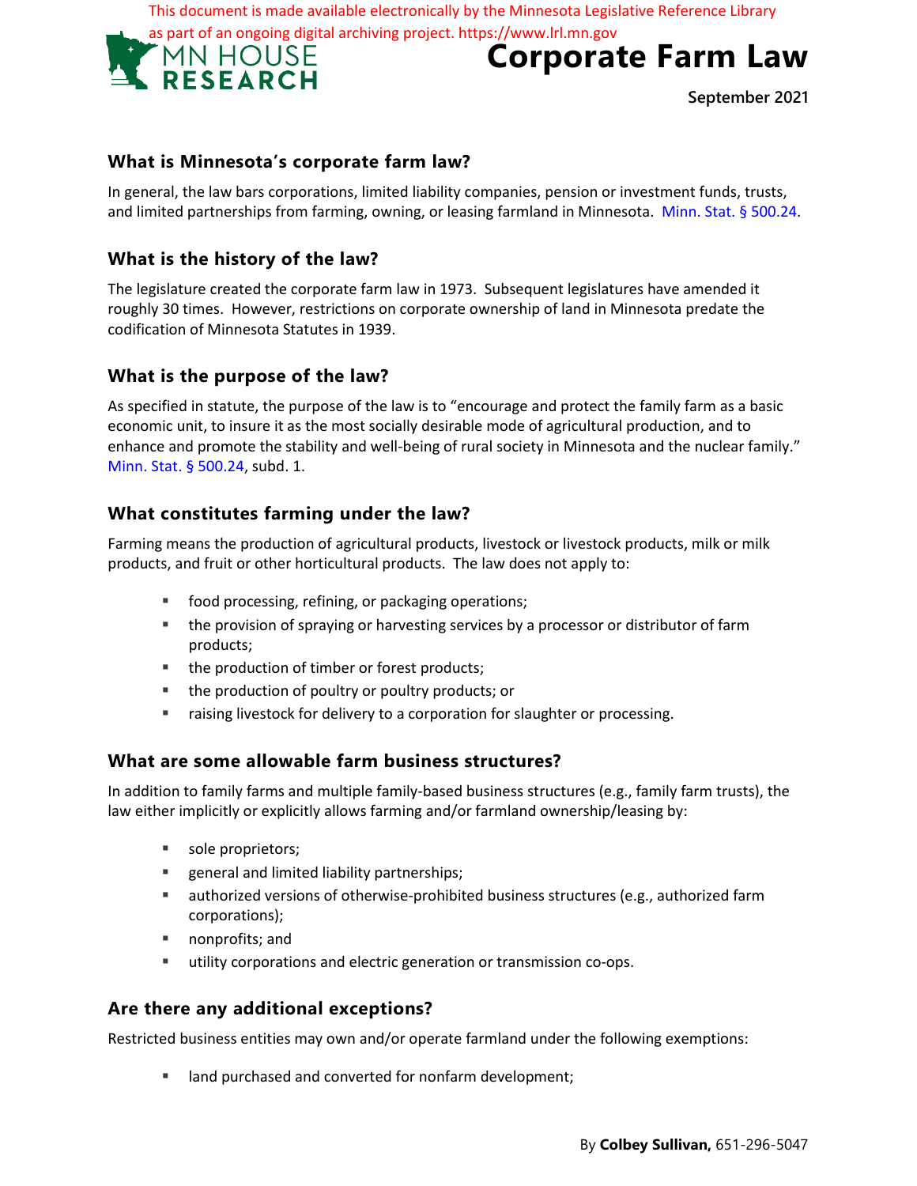This document is made available electronically by the Minnesota Legislative Reference Library as part of an ongoing digital archiving project. https://www.lrl.mn.gov

MN HOUSE RESEARCH

# Corporate Farm Law

**September 2021**

## What is Minnesota's corporate farm law?

In general, the law bars corporations, limited liability companies, pension or investment funds, trusts, and limited partnerships from farming, owning, or leasing farmland in Minnesota. Minn. Stat. § 500.24.

## What is the history of the law?

The legislature created the corporate farm law in 1973. Subsequent legislatures have amended it roughly 30 times. However, restrictions on corporate ownership of land in Minnesota predate the codification of Minnesota Statutes in 1939.

## What is the purpose of the law?

As specified in statute, the purpose of the law is to "encourage and protect the family farm as a basic economic unit, to insure it as the most socially desirable mode of agricultural production, and to enhance and promote the stability and well-being of rural society in Minnesota and the nuclear family." Minn. Stat. § 500.24, subd. 1.

## What constitutes farming under the law?

Farming means the production of agricultural products, livestock or livestock products, milk or milk products, and fruit or other horticultural products. The law does not apply to:

- food processing, refining, or packaging operations;
- the provision of spraying or harvesting services by a processor or distributor of farm products;
- the production of timber or forest products;
- the production of poultry or poultry products; or
- raising livestock for delivery to a corporation for slaughter or processing.

## What are some allowable farm business structures?

In addition to family farms and multiple family-based business structures (e.g., family farm trusts), the law either implicitly or explicitly allows farming and/or farmland ownership/leasing by:

- sole proprietors;
- general and limited liability partnerships;
- authorized versions of otherwise-prohibited business structures (e.g., authorized farm corporations);
- nonprofits; and
- utility corporations and electric generation or transmission co-ops.

## Are there any additional exceptions?

Restricted business entities may own and/or operate farmland under the following exemptions:

- land purchased and converted for nonfarm development;

By **Colbey Sullivan,** 651-296-5047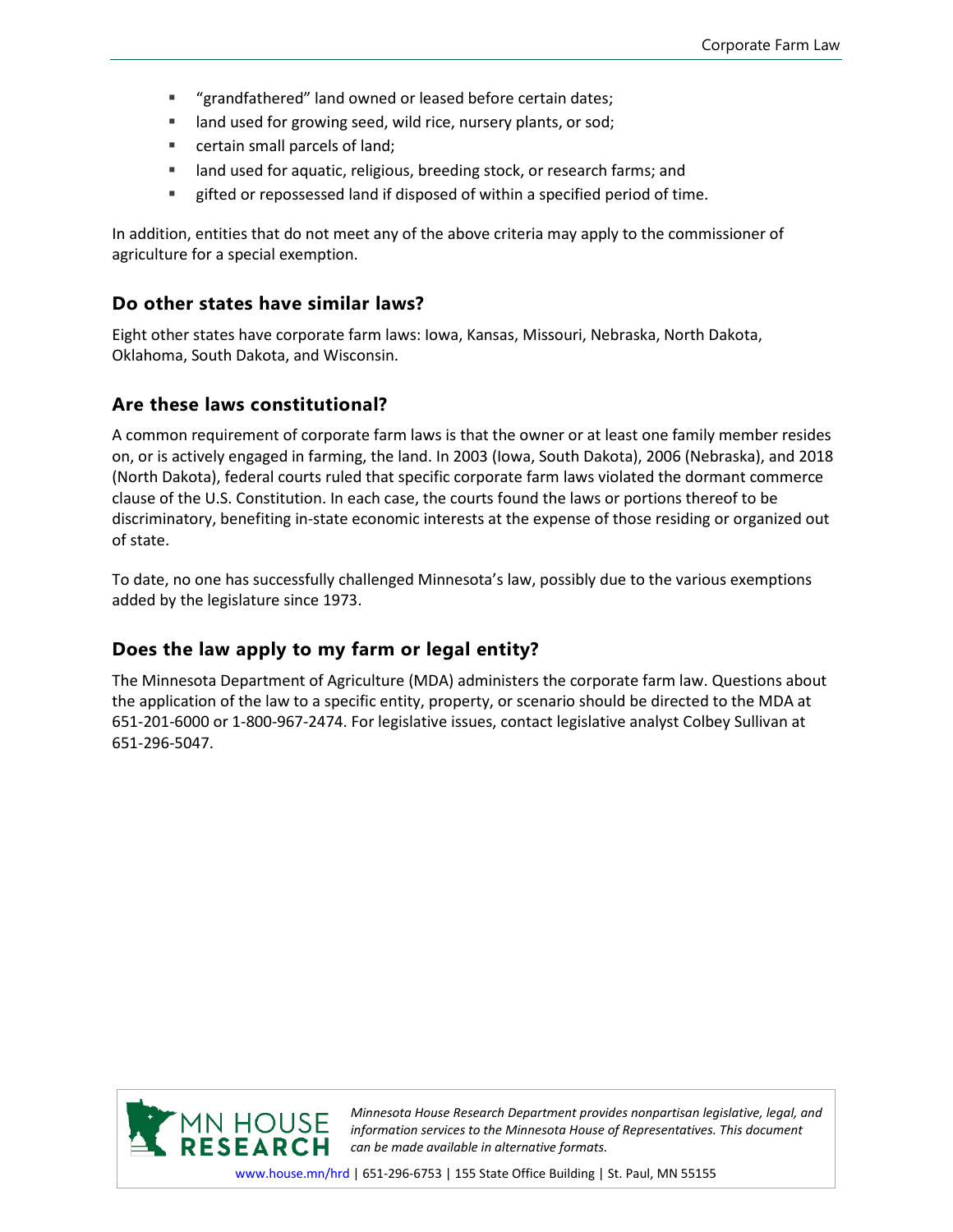- "grandfathered" land owned or leased before certain dates;
- land used for growing seed, wild rice, nursery plants, or sod;
- certain small parcels of land;
- land used for aquatic, religious, breeding stock, or research farms; and
- gifted or repossessed land if disposed of within a specified period of time.

In addition, entities that do not meet any of the above criteria may apply to the commissioner of agriculture for a special exemption.

## Do other states have similar laws?

Eight other states have corporate farm laws: Iowa, Kansas, Missouri, Nebraska, North Dakota, Oklahoma, South Dakota, and Wisconsin.

## Are these laws constitutional?

A common requirement of corporate farm laws is that the owner or at least one family member resides on, or is actively engaged in farming, the land. In 2003 (Iowa, South Dakota), 2006 (Nebraska), and 2018 (North Dakota), federal courts ruled that specific corporate farm laws violated the dormant commerce clause of the U.S. Constitution. In each case, the courts found the laws or portions thereof to be discriminatory, benefiting in-state economic interests at the expense of those residing or organized out of state.

To date, no one has successfully challenged Minnesota's law, possibly due to the various exemptions added by the legislature since 1973.

## Does the law apply to my farm or legal entity?

The Minnesota Department of Agriculture (MDA) administers the corporate farm law. Questions about the application of the law to a specific entity, property, or scenario should be directed to the MDA at 651-201-6000 or 1-800-967-2474. For legislative issues, contact legislative analyst Colbey Sullivan at 651-296-5047.

MN HOUSE RESEARCH

*Minnesota House Research Department provides nonpartisan legislative, legal, and information services to the Minnesota House of Representatives. This document can be made available in alternative formats.*

www.house.mn/hrd | 651-296-6753 | 155 State Office Building | St. Paul, MN 55155